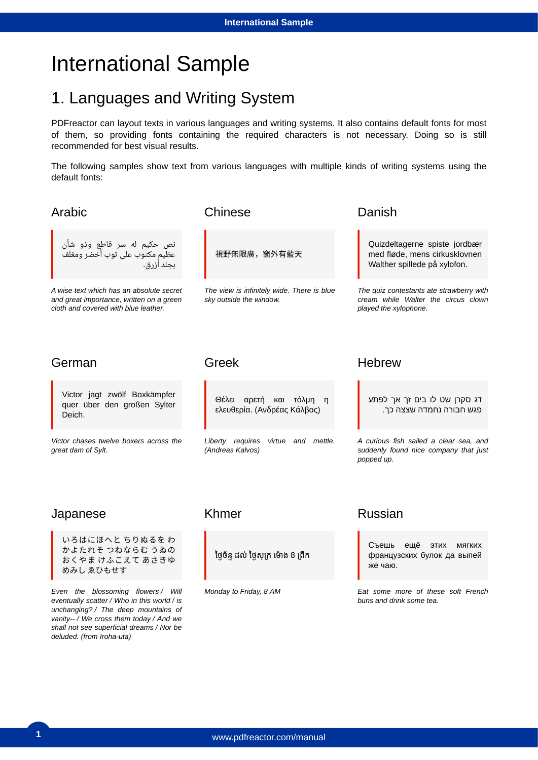# International Sample

## 1. Languages and Writing System

PDFreactor can layout texts in various languages and writing systems. It also contains default fonts for most of them, so providing fonts containing the required characters is not necessary. Doing so is still recommended for best visual results.

The following samples show text from various languages with multiple kinds of writing systems using the default fonts:

### Arabic

> نص حكيم له سر قاطع وذو شأن عظيم مكتوب على ثوب أخضر ومغلف بجلد أزرق.

*A wise text which has an absolute secret and great importance, written on a green cloth and covered with blue leather.*

### Chinese

> 視野無限廣，窗外有藍天

*The view is infinitely wide. There is blue sky outside the window.*

### Danish

> Quizdeltagerne spiste jordbær med fløde, mens cirkusklovnen Walther spillede på xylofon.

*The quiz contestants ate strawberry with cream while Walter the circus clown played the xylophone.*

### German

> Victor jagt zwölf Boxkämpfer quer über den großen Sylter Deich.

*Victor chases twelve boxers across the great dam of Sylt.*

### Greek

> Θέλει αρετή και τόλμη η ελευθερία. (Ανδρέας Κάλβος)

*Liberty requires virtue and mettle. (Andreas Kalvos)*

### Hebrew

> דג סקרן שט לו בים זך אך לפתע פגש חבורה נחמדה שצצה כך.

*A curious fish sailed a clear sea, and suddenly found nice company that just popped up.*

### Japanese

> いろはにほへと ちりぬるを わかよたれそ つねならむ うゐの おくやま けふこえて あさきゆめみし ゑひもせす

*Even the blossoming flowers / Will eventually scatter / Who in this world / is unchanging? / The deep mountains of vanity-- / We cross them today / And we shall not see superficial dreams / Nor be deluded. (from Iroha-uta)*

### Khmer

> ថ្ងៃច័ន្ទ ដល់ ថ្ងៃសុក្រ ម៉ោង 8 ព្រឹក

*Monday to Friday, 8 AM*

### Russian

> Съешь ещё этих мягких французских булок да выпей же чаю.

*Eat some more of these soft French buns and drink some tea.*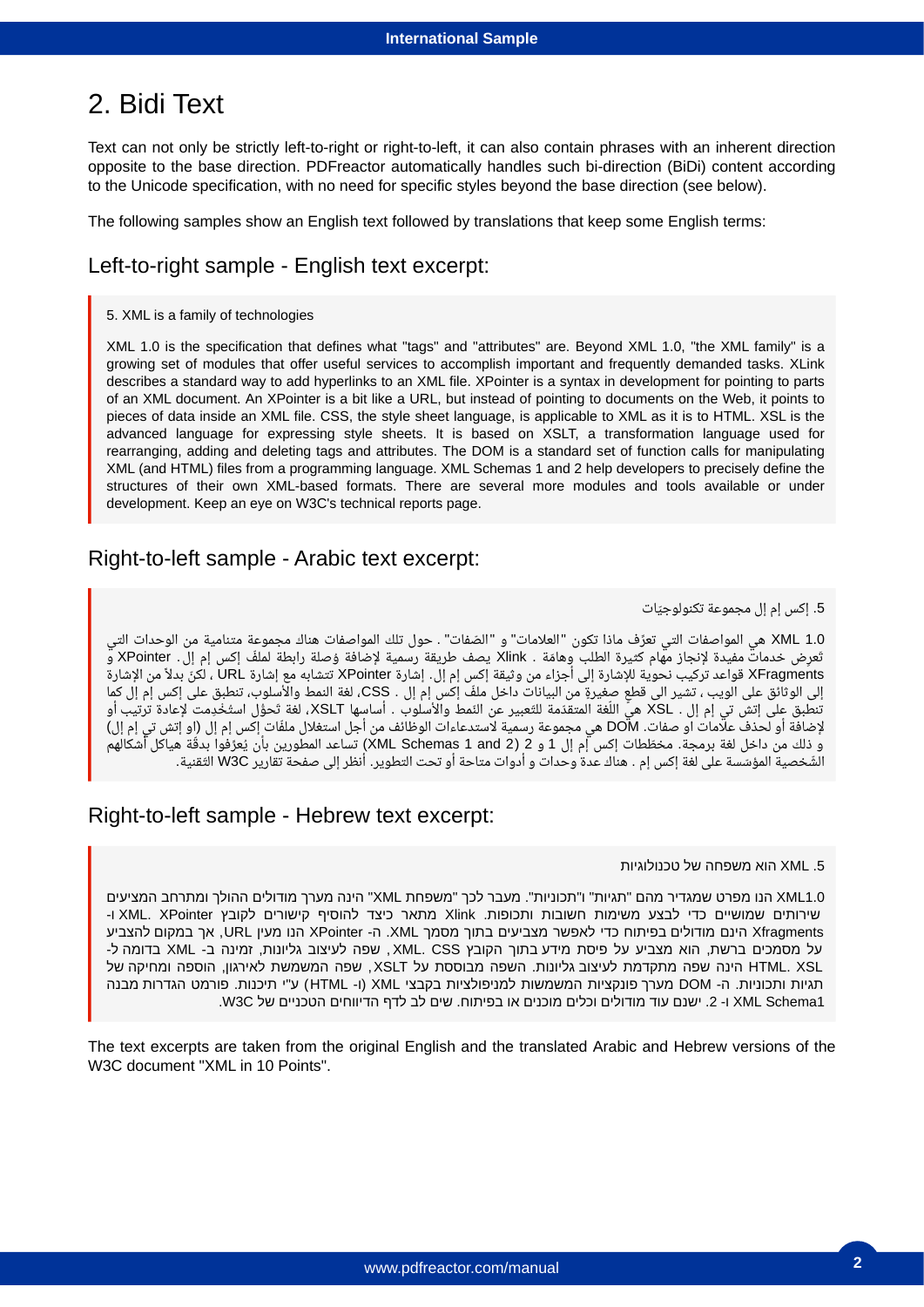# 2. Bidi Text

Text can not only be strictly left-to-right or right-to-left, it can also contain phrases with an inherent direction opposite to the base direction. PDFreactor automatically handles such bi-direction (BiDi) content according to the Unicode specification, with no need for specific styles beyond the base direction (see below).

The following samples show an English text followed by translations that keep some English terms:

## Left-to-right sample - English text excerpt:

> 5. XML is a family of technologies
>
> XML 1.0 is the specification that defines what "tags" and "attributes" are. Beyond XML 1.0, "the XML family" is a growing set of modules that offer useful services to accomplish important and frequently demanded tasks. XLink describes a standard way to add hyperlinks to an XML file. XPointer is a syntax in development for pointing to parts of an XML document. An XPointer is a bit like a URL, but instead of pointing to documents on the Web, it points to pieces of data inside an XML file. CSS, the style sheet language, is applicable to XML as it is to HTML. XSL is the advanced language for expressing style sheets. It is based on XSLT, a transformation language used for rearranging, adding and deleting tags and attributes. The DOM is a standard set of function calls for manipulating XML (and HTML) files from a programming language. XML Schemas 1 and 2 help developers to precisely define the structures of their own XML-based formats. There are several more modules and tools available or under development. Keep an eye on W3C's technical reports page.

## Right-to-left sample - Arabic text excerpt:

> 5. إكس إم إل مجموعة تكنولوجيّات
>
> XML 1.0 هي المواصفات التي تعرّف ماذا تكون "العلامات" و "الصّفات" . حول تلك المواصفات هناك مجموعة متنامية من الوحدات التي تعرض خدمات مفيدة لإنجاز مهام كثيرة الطلب وهامة . Xlink يصف طريقة رسمية لإضافة وصلة رابطة لملف إكس إم إل . XPointer و XFragments قواعد تركيب نحوية للإشارة إلى أجزاء من وثيقة إكس إم إل. إشارة XPointer تتشابه مع إشارة URL ، لكنْ بدلاً من الإشارة إلى الوثائق على الويب ، تشير الى قطع صغيرة من البيانات داخل ملفّ إكس إم إل . CSS، لغة النمط والأسلوب، تنطبق على إكس إم إل كما تنطبق على إتش تي إم إل . XSL هي اللّغة المتقدّمة للتعبير عن النمط والأسلوب . أساسها XSLT، لغة تَحوّل استُخدِمت لإعادة ترتيب أو لإضافة أو لحذف علامات او صفات. DOM هي مجموعة رسمية لاستدعاءات الوظائف من أجل استغلال ملفات إكس إم إل (او إتش تي إم إل) و ذلك من داخل لغة برمجة. مخطّطات إكس إم إل 1 و 2 (XML Schemas 1 and 2) تساعد المطورين بأن يُعرّفوا بدقّة هياكل أشكالهم الشّخصية المؤسّسة على لغة إكس إم . هناك عدة وحدات و أدوات متاحة أو تحت التطوير. أنظر إلى صفحة تقارير W3C التقنية.

## Right-to-left sample - Hebrew text excerpt:

> 5. XML הוא משפחה של טכנולוגיות
>
> XML1.0 הנו מפרט שמגדיר מהם "תגיות" ו"תכוניות". מעבר לכך "משפחת XML" הינה מערך מודולים ההולך ומתרחב המציעים שירותים שמושיים כדי לבצע משימות חשובות ותכופות. Xlink מתאר כיצד להוסיף קישורים לקובץ XML. XPointer ו- Xfragments הינם מודולים בפיתוח כדי לאפשר מצביעים בתוך מסמך XML. ה- XPointer הנו מעין URL, אך במקום להצביע על מסמכים ברשת, הוא מצביע על פיסת מידע בתוך הקובץ XML. CSS, שפה לעיצוב גליונות, זמינה ב- XML בדומה ל- HTML. XSL הינה שפה מתקדמת לעיצוב גליונות. השפה מבוססת על XSLT, שפה המשמשת לאירגון, הוספה ומחיקה של תגיות ותכוניות. ה- DOM מערך פונקציות המשמשות למניפולציות בקבצי XML (ו- HTML) ע"י תיכנות. פורמט הגדרות מבנה XML Schema1 ו- 2. ישנם עוד מודולים וכלים מוכנים או בפיתוח. שים לב לדף הדיווחים הטכניים של W3C.

The text excerpts are taken from the original English and the translated Arabic and Hebrew versions of the W3C document "XML in 10 Points".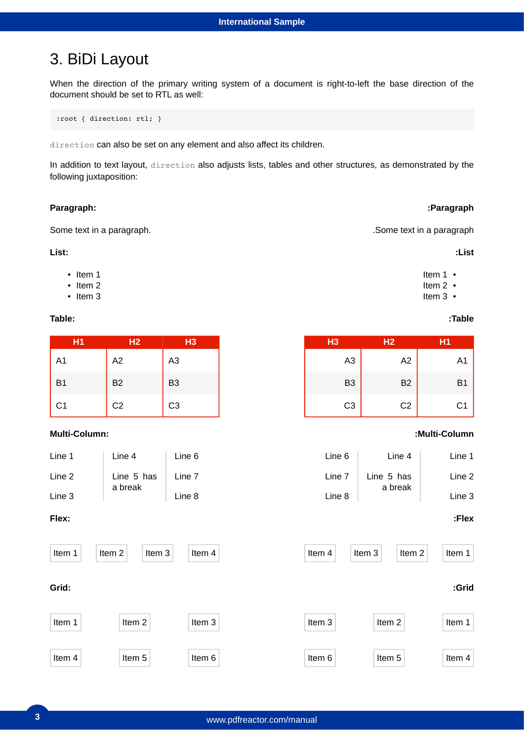# 3. BiDi Layout

When the direction of the primary writing system of a document is right-to-left the base direction of the document should be set to RTL as well:

```
:root { direction: rtl; }
```

`direction` can also be set on any element and also affect its children.

In addition to text layout, `direction` also adjusts lists, tables and other structures, as demonstrated by the following juxtaposition:

**Paragraph:**

Some text in a paragraph.

**List:**

- Item 1
- Item 2
- Item 3

**Table:**

| H1 | H2 | H3 |
|---|---|---|
| A1 | A2 | A3 |
| B1 | B2 | B3 |
| C1 | C2 | C3 |

**Multi-Column:**

Line 1

Line 2

Line 3

Line 4

Line 5 has a break

Line 6

Line 7

Line 8

**Flex:**

Item 1 Item 2 Item 3 Item 4

**Grid:**

| Item 1 | Item 2 | Item 3 |
|---|---|---|
| Item 4 | Item 5 | Item 6 |

**:Paragraph**

.Some text in a paragraph

**:List**

- Item 1
- Item 2
- Item 3

**:Table**

| H3 | H2 | H1 |
|---|---|---|
| A3 | A2 | A1 |
| B3 | B2 | B1 |
| C3 | C2 | C1 |

**:Multi-Column**

Line 1

Line 2

Line 3

Line 4

Line 5 has a break

Line 6

Line 7

Line 8

**:Flex**

Item 4 Item 3 Item 2 Item 1

**:Grid**

| Item 3 | Item 2 | Item 1 |
|---|---|---|
| Item 6 | Item 5 | Item 4 |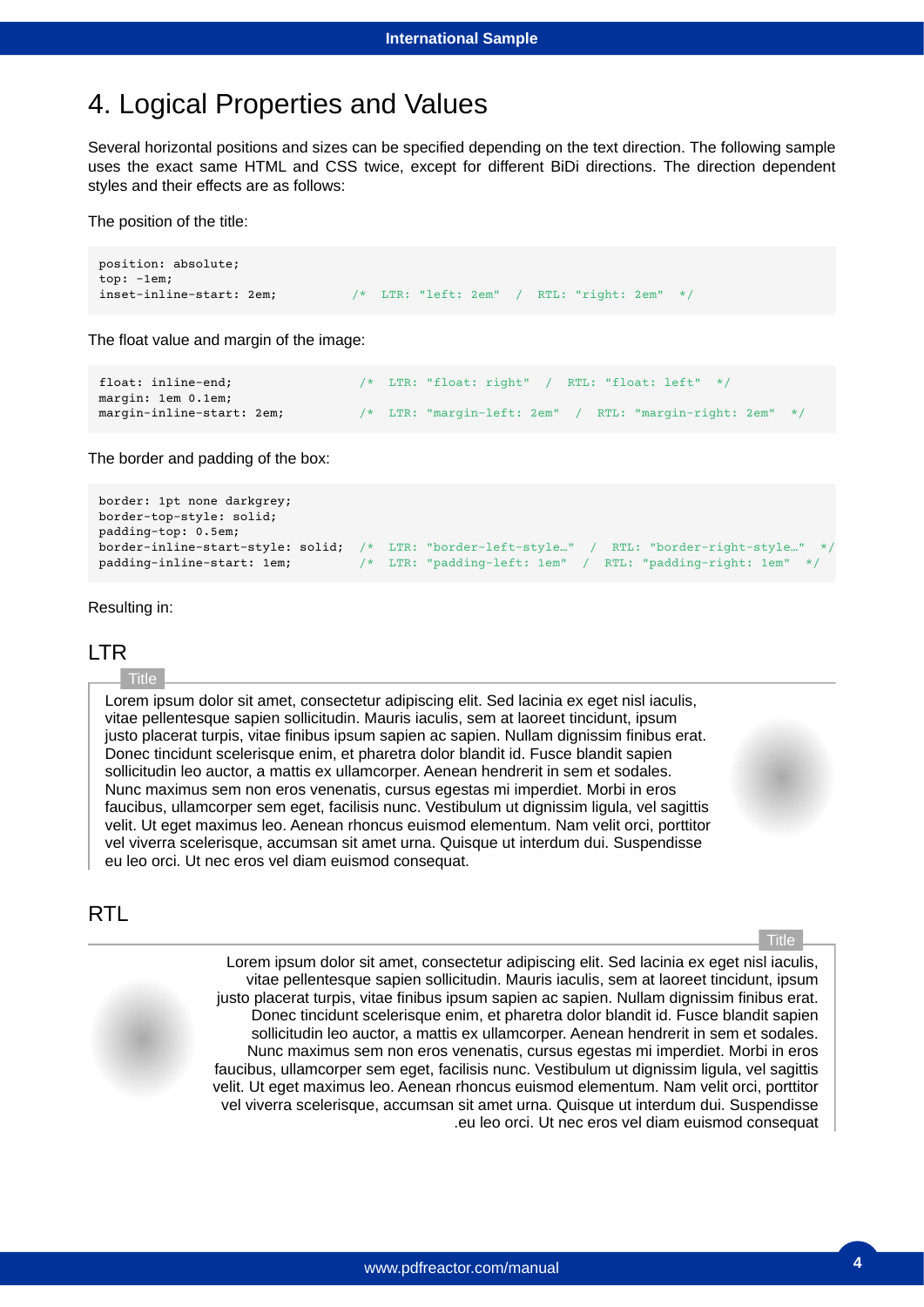# 4. Logical Properties and Values

Several horizontal positions and sizes can be specified depending on the text direction. The following sample uses the exact same HTML and CSS twice, except for different BiDi directions. The direction dependent styles and their effects are as follows:

The position of the title:

```
position: absolute;
top: -1em;
inset-inline-start: 2em;          /*  LTR: "left: 2em"  /  RTL: "right: 2em"  */
```

The float value and margin of the image:

```
float: inline-end;              /*  LTR: "float: right"  /  RTL: "float: left"  */
margin: 1em 0.1em;
margin-inline-start: 2em;       /*  LTR: "margin-left: 2em"  /  RTL: "margin-right: 2em"  */
```

The border and padding of the box:

```
border: 1pt none darkgrey;
border-top-style: solid;
padding-top: 0.5em;
border-inline-start-style: solid;  /*  LTR: "border-left-style…"  /  RTL: "border-right-style…"  */
padding-inline-start: 1em;         /*  LTR: "padding-left: 1em"  /  RTL: "padding-right: 1em"  */
```

Resulting in:

## LTR

Title

Lorem ipsum dolor sit amet, consectetur adipiscing elit. Sed lacinia ex eget nisl iaculis, vitae pellentesque sapien sollicitudin. Mauris iaculis, sem at laoreet tincidunt, ipsum justo placerat turpis, vitae finibus ipsum sapien ac sapien. Nullam dignissim finibus erat. Donec tincidunt scelerisque enim, et pharetra dolor blandit id. Fusce blandit sapien sollicitudin leo auctor, a mattis ex ullamcorper. Aenean hendrerit in sem et sodales. Nunc maximus sem non eros venenatis, cursus egestas mi imperdiet. Morbi in eros faucibus, ullamcorper sem eget, facilisis nunc. Vestibulum ut dignissim ligula, vel sagittis velit. Ut eget maximus leo. Aenean rhoncus euismod elementum. Nam velit orci, porttitor vel viverra scelerisque, accumsan sit amet urna. Quisque ut interdum dui. Suspendisse eu leo orci. Ut nec eros vel diam euismod consequat.

## RTL

Title

Lorem ipsum dolor sit amet, consectetur adipiscing elit. Sed lacinia ex eget nisl iaculis, vitae pellentesque sapien sollicitudin. Mauris iaculis, sem at laoreet tincidunt, ipsum justo placerat turpis, vitae finibus ipsum sapien ac sapien. Nullam dignissim finibus erat. Donec tincidunt scelerisque enim, et pharetra dolor blandit id. Fusce blandit sapien sollicitudin leo auctor, a mattis ex ullamcorper. Aenean hendrerit in sem et sodales. Nunc maximus sem non eros venenatis, cursus egestas mi imperdiet. Morbi in eros faucibus, ullamcorper sem eget, facilisis nunc. Vestibulum ut dignissim ligula, vel sagittis velit. Ut eget maximus leo. Aenean rhoncus euismod elementum. Nam velit orci, porttitor vel viverra scelerisque, accumsan sit amet urna. Quisque ut interdum dui. Suspendisse .eu leo orci. Ut nec eros vel diam euismod consequat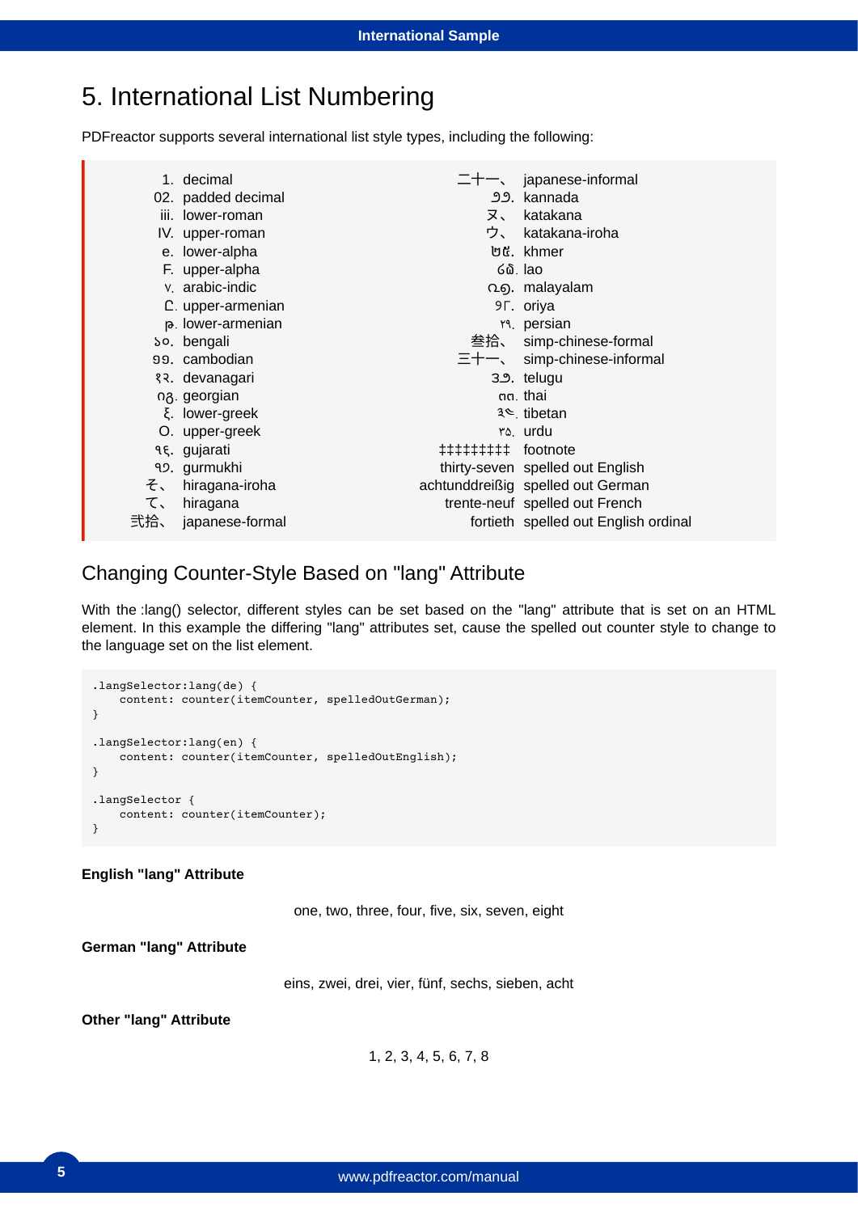# 5. International List Numbering

PDFreactor supports several international list style types, including the following:

1. decimal
02. padded decimal
iii. lower-roman
IV. upper-roman
e. lower-alpha
F. upper-alpha
٧. arabic-indic
Ը. upper-armenian
թ. lower-armenian
১০. bengali
១១. cambodian
१२. devanagari
იგ. georgian
ξ. lower-greek
Ο. upper-greek
૧૬. gujarati
੧੭. gurmukhi
そ、 hiragana-iroha
て、 hiragana
弐拾、 japanese-formal
二十一、 japanese-informal
೨೨. kannada
ヌ、 katakana
ウ、 katakana-iroha
២៥. khmer
໒໖. lao
൨൭. malayalam
୨୮. oriya
۲۹. persian
叁拾、 simp-chinese-formal
三十一、 simp-chinese-informal
౩౨. telugu
๓๓. thai
༣༤. tibetan
۳۵. urdu
‡‡‡‡‡‡‡‡‡ footnote
thirty-seven spelled out English
achtunddreißig spelled out German
trente-neuf spelled out French
fortieth spelled out English ordinal

## Changing Counter-Style Based on "lang" Attribute

With the :lang() selector, different styles can be set based on the "lang" attribute that is set on an HTML element. In this example the differing "lang" attributes set, cause the spelled out counter style to change to the language set on the list element.

```
.langSelector:lang(de) {
    content: counter(itemCounter, spelledOutGerman);
}

.langSelector:lang(en) {
    content: counter(itemCounter, spelledOutEnglish);
}

.langSelector {
    content: counter(itemCounter);
}
```

**English "lang" Attribute**

one, two, three, four, five, six, seven, eight

**German "lang" Attribute**

eins, zwei, drei, vier, fünf, sechs, sieben, acht

**Other "lang" Attribute**

1, 2, 3, 4, 5, 6, 7, 8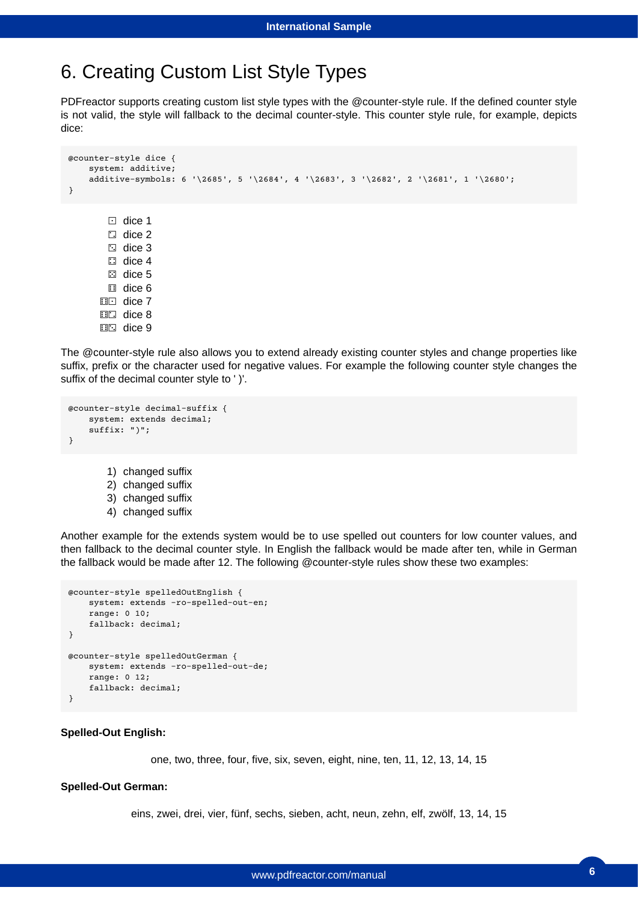# 6. Creating Custom List Style Types

PDFreactor supports creating custom list style types with the @counter-style rule. If the defined counter style is not valid, the style will fallback to the decimal counter-style. This counter style rule, for example, depicts dice:

```
@counter-style dice {
    system: additive;
    additive-symbols: 6 '\2685', 5 '\2684', 4 '\2683', 3 '\2682', 2 '\2681', 1 '\2680';
}
```

⚀ dice 1
⚁ dice 2
⚂ dice 3
⚃ dice 4
⚄ dice 5
⚅ dice 6
⚅⚀ dice 7
⚅⚁ dice 8
⚅⚂ dice 9

The @counter-style rule also allows you to extend already existing counter styles and change properties like suffix, prefix or the character used for negative values. For example the following counter style changes the suffix of the decimal counter style to ' )'.

```
@counter-style decimal-suffix {
    system: extends decimal;
    suffix: ")";
}
```

1) changed suffix
2) changed suffix
3) changed suffix
4) changed suffix

Another example for the extends system would be to use spelled out counters for low counter values, and then fallback to the decimal counter style. In English the fallback would be made after ten, while in German the fallback would be made after 12. The following @counter-style rules show these two examples:

```
@counter-style spelledOutEnglish {
    system: extends -ro-spelled-out-en;
    range: 0 10;
    fallback: decimal;
}

@counter-style spelledOutGerman {
    system: extends -ro-spelled-out-de;
    range: 0 12;
    fallback: decimal;
}
```

**Spelled-Out English:**

one, two, three, four, five, six, seven, eight, nine, ten, 11, 12, 13, 14, 15

**Spelled-Out German:**

eins, zwei, drei, vier, fünf, sechs, sieben, acht, neun, zehn, elf, zwölf, 13, 14, 15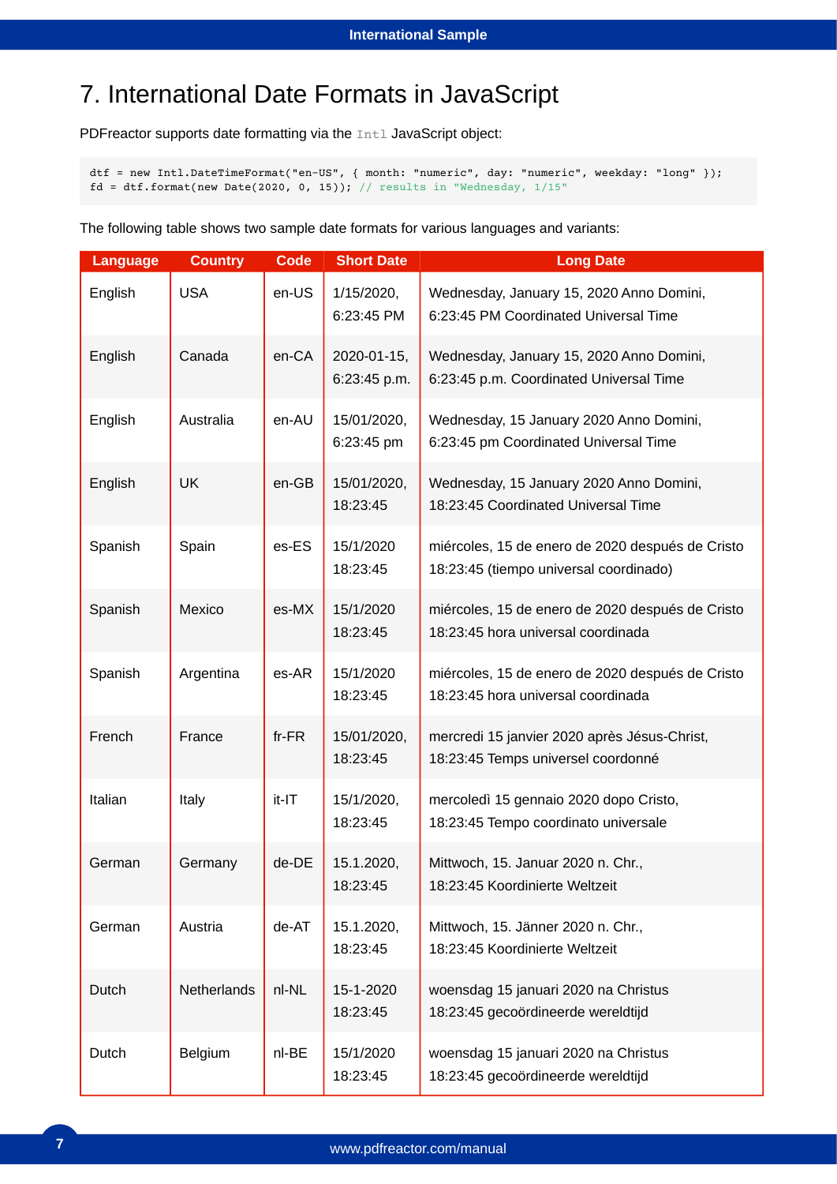# 7. International Date Formats in JavaScript

PDFreactor supports date formatting via the `Intl` JavaScript object:

```
dtf = new Intl.DateTimeFormat("en-US", { month: "numeric", day: "numeric", weekday: "long" });
fd = dtf.format(new Date(2020, 0, 15)); // results in "Wednesday, 1/15"
```

The following table shows two sample date formats for various languages and variants:

| Language | Country | Code | Short Date | Long Date |
|---|---|---|---|---|
| English | USA | en-US | 1/15/2020, 6:23:45 PM | Wednesday, January 15, 2020 Anno Domini, 6:23:45 PM Coordinated Universal Time |
| English | Canada | en-CA | 2020-01-15, 6:23:45 p.m. | Wednesday, January 15, 2020 Anno Domini, 6:23:45 p.m. Coordinated Universal Time |
| English | Australia | en-AU | 15/01/2020, 6:23:45 pm | Wednesday, 15 January 2020 Anno Domini, 6:23:45 pm Coordinated Universal Time |
| English | UK | en-GB | 15/01/2020, 18:23:45 | Wednesday, 15 January 2020 Anno Domini, 18:23:45 Coordinated Universal Time |
| Spanish | Spain | es-ES | 15/1/2020 18:23:45 | miércoles, 15 de enero de 2020 después de Cristo 18:23:45 (tiempo universal coordinado) |
| Spanish | Mexico | es-MX | 15/1/2020 18:23:45 | miércoles, 15 de enero de 2020 después de Cristo 18:23:45 hora universal coordinada |
| Spanish | Argentina | es-AR | 15/1/2020 18:23:45 | miércoles, 15 de enero de 2020 después de Cristo 18:23:45 hora universal coordinada |
| French | France | fr-FR | 15/01/2020, 18:23:45 | mercredi 15 janvier 2020 après Jésus-Christ, 18:23:45 Temps universel coordonné |
| Italian | Italy | it-IT | 15/1/2020, 18:23:45 | mercoledì 15 gennaio 2020 dopo Cristo, 18:23:45 Tempo coordinato universale |
| German | Germany | de-DE | 15.1.2020, 18:23:45 | Mittwoch, 15. Januar 2020 n. Chr., 18:23:45 Koordinierte Weltzeit |
| German | Austria | de-AT | 15.1.2020, 18:23:45 | Mittwoch, 15. Jänner 2020 n. Chr., 18:23:45 Koordinierte Weltzeit |
| Dutch | Netherlands | nl-NL | 15-1-2020 18:23:45 | woensdag 15 januari 2020 na Christus 18:23:45 gecoördineerde wereldtijd |
| Dutch | Belgium | nl-BE | 15/1/2020 18:23:45 | woensdag 15 januari 2020 na Christus 18:23:45 gecoördineerde wereldtijd |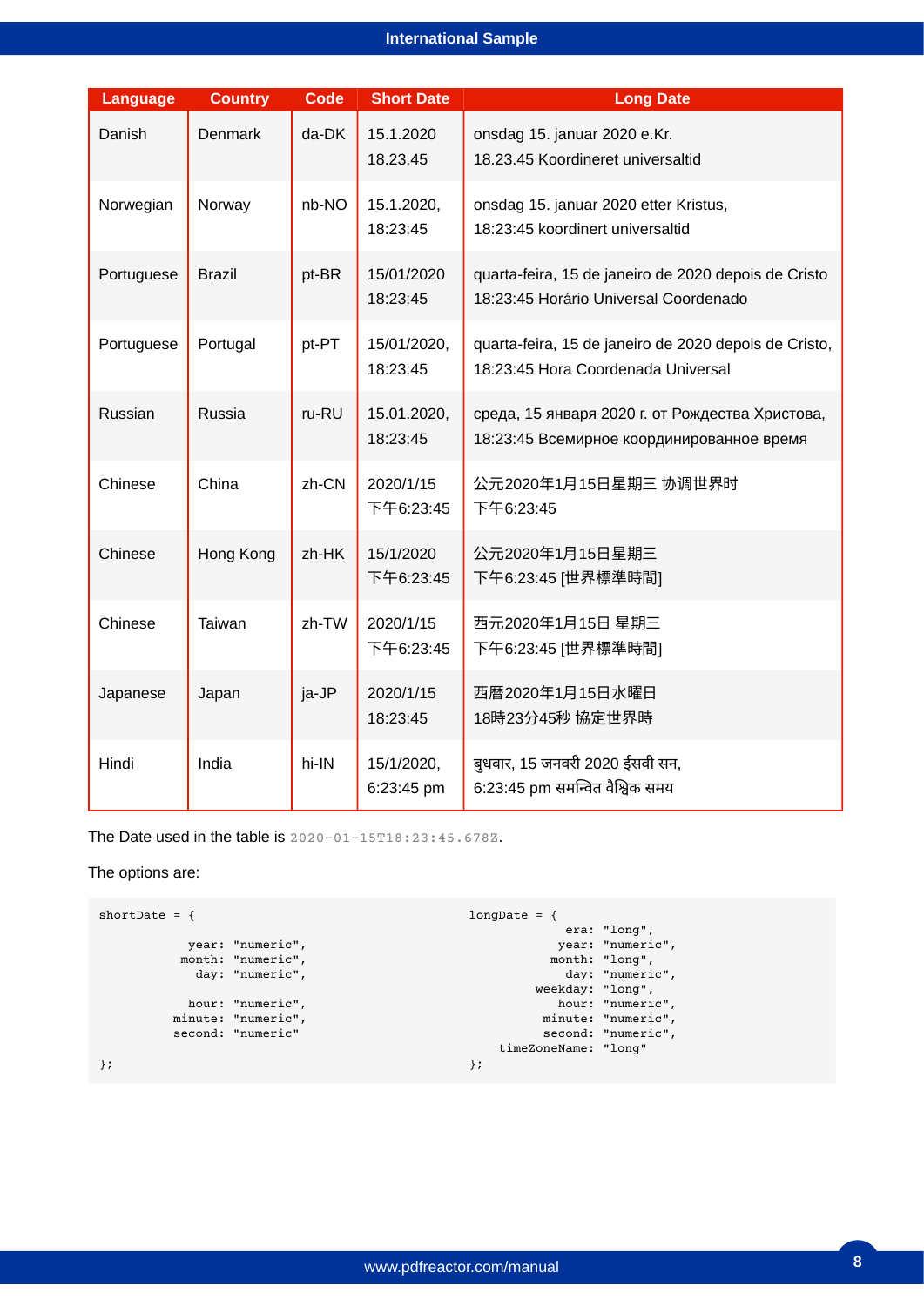| Language | Country | Code | Short Date | Long Date |
|---|---|---|---|---|
| Danish | Denmark | da-DK | 15.1.2020 18.23.45 | onsdag 15. januar 2020 e.Kr. 18.23.45 Koordineret universaltid |
| Norwegian | Norway | nb-NO | 15.1.2020, 18:23:45 | onsdag 15. januar 2020 etter Kristus, 18:23:45 koordinert universaltid |
| Portuguese | Brazil | pt-BR | 15/01/2020 18:23:45 | quarta-feira, 15 de janeiro de 2020 depois de Cristo 18:23:45 Horário Universal Coordenado |
| Portuguese | Portugal | pt-PT | 15/01/2020, 18:23:45 | quarta-feira, 15 de janeiro de 2020 depois de Cristo, 18:23:45 Hora Coordenada Universal |
| Russian | Russia | ru-RU | 15.01.2020, 18:23:45 | среда, 15 января 2020 г. от Рождества Христова, 18:23:45 Всемирное координированное время |
| Chinese | China | zh-CN | 2020/1/15 下午6:23:45 | 公元2020年1月15日星期三 协调世界时 下午6:23:45 |
| Chinese | Hong Kong | zh-HK | 15/1/2020 下午6:23:45 | 公元2020年1月15日星期三 下午6:23:45 [世界標準時間] |
| Chinese | Taiwan | zh-TW | 2020/1/15 下午6:23:45 | 西元2020年1月15日 星期三 下午6:23:45 [世界標準時間] |
| Japanese | Japan | ja-JP | 2020/1/15 18:23:45 | 西暦2020年1月15日水曜日 18時23分45秒 協定世界時 |
| Hindi | India | hi-IN | 15/1/2020, 6:23:45 pm | बुधवार, 15 जनवरी 2020 ईसवी सन, 6:23:45 pm समन्वित वैश्विक समय |

The Date used in the table is `2020-01-15T18:23:45.678Z`.

The options are:

```
shortDate = {

            year: "numeric",
           month: "numeric",
             day: "numeric",

            hour: "numeric",
          minute: "numeric",
          second: "numeric"

};
```

```
longDate = {
             era: "long",
            year: "numeric",
           month: "long",
             day: "numeric",
         weekday: "long",
            hour: "numeric",
          minute: "numeric",
          second: "numeric",
    timeZoneName: "long"
};
```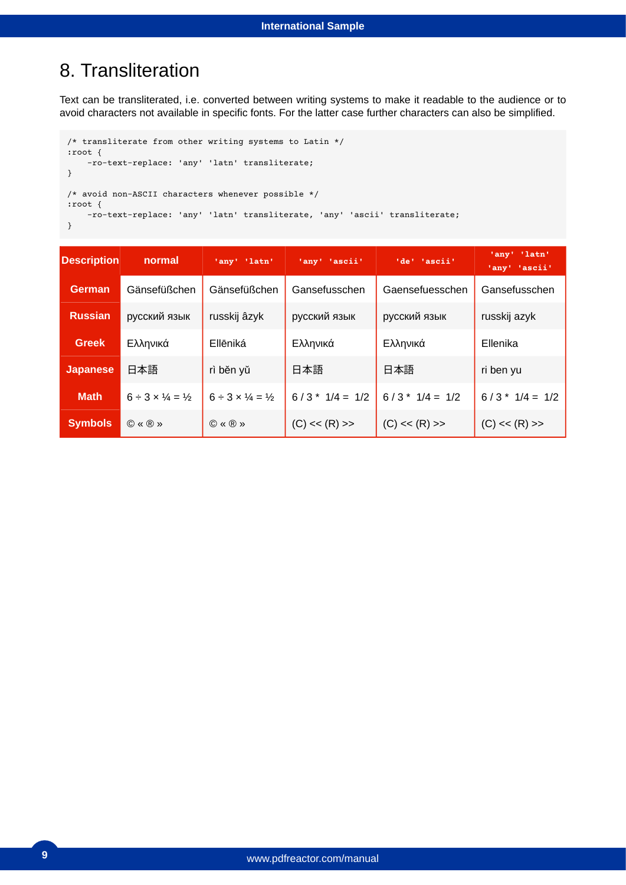# 8. Transliteration

Text can be transliterated, i.e. converted between writing systems to make it readable to the audience or to avoid characters not available in specific fonts. For the latter case further characters can also be simplified.

```
/* transliterate from other writing systems to Latin */
:root {
    -ro-text-replace: 'any' 'latn' transliterate;
}

/* avoid non-ASCII characters whenever possible */
:root {
    -ro-text-replace: 'any' 'latn' transliterate, 'any' 'ascii' transliterate;
}
```

| Description | normal | 'any' 'latn' | 'any' 'ascii' | 'de' 'ascii' | 'any' 'latn' 'any' 'ascii' |
|---|---|---|---|---|---|
| German | Gänsefüßchen | Gänsefüßchen | Gansefusschen | Gaensefuesschen | Gansefusschen |
| Russian | русский язык | russkij âzyk | русский язык | русский язык | russkij azyk |
| Greek | Ελληνικά | Ellēniká | Ελληνικά | Ελληνικά | Ellenika |
| Japanese | 日本語 | rì běn yǔ | 日本語 | 日本語 | ri ben yu |
| Math | 6 ÷ 3 × ¼ = ½ | 6 ÷ 3 × ¼ = ½ | 6 / 3 * 1/4 = 1/2 | 6 / 3 * 1/4 = 1/2 | 6 / 3 * 1/4 = 1/2 |
| Symbols | © « ® » | © « ® » | (C) << (R) >> | (C) << (R) >> | (C) << (R) >> |